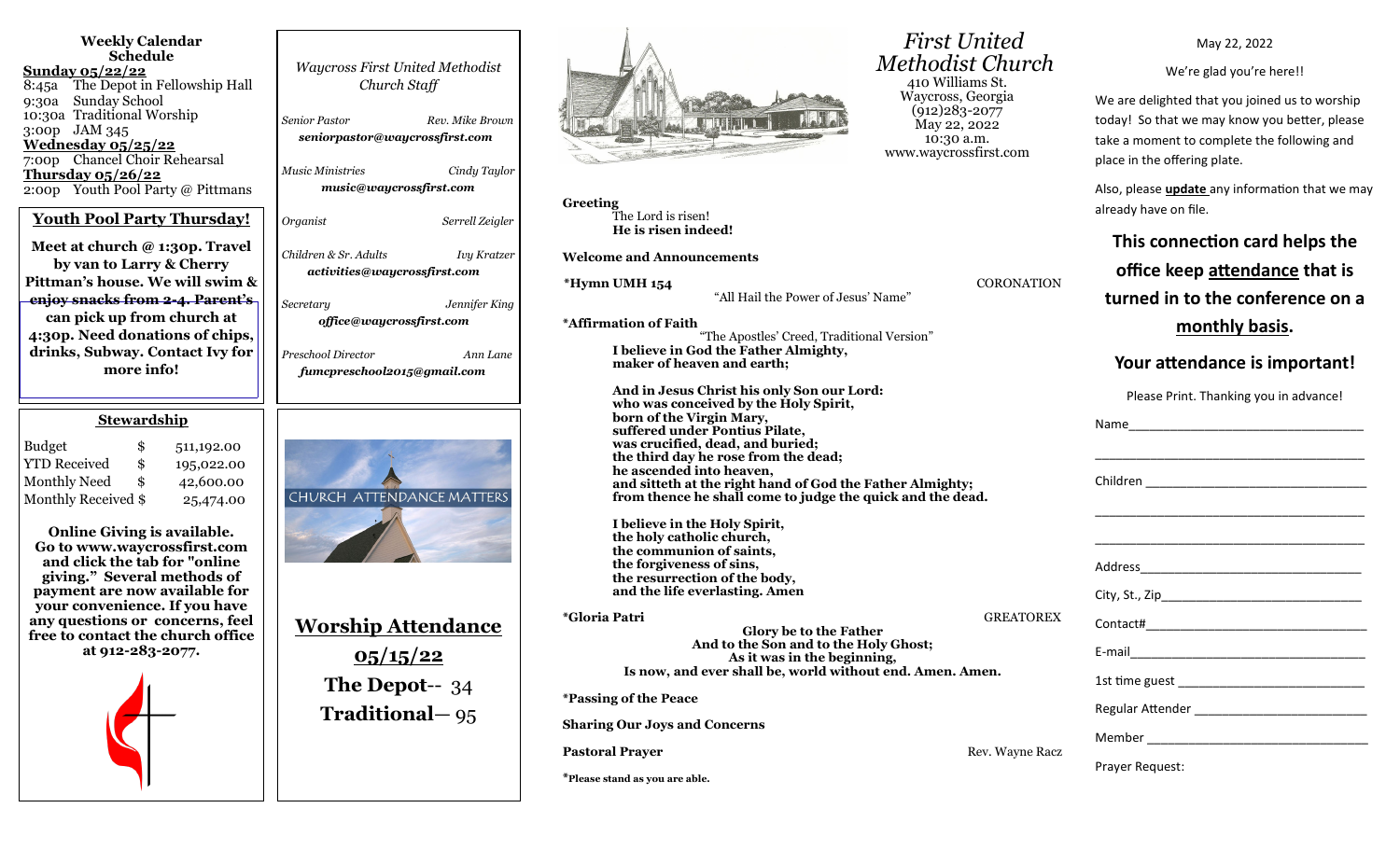## Weekly Calendar Schedule

**Sunday 05/22/22**
8:45a The Depot in Fellowship Hall
9:30a Sunday School
10:30a Traditional Worship
3:00p JAM 345

**Wednesday 05/25/22**
7:00p Chancel Choir Rehearsal

**Thursday 05/26/22**
2:00p Youth Pool Party @ Pittmans

### Youth Pool Party Thursday!

**Meet at church @ 1:30p. Travel by van to Larry & Cherry Pittman's house. We will swim & enjoy snacks from 2-4. Parent's can pick up from church at 4:30p. Need donations of chips, drinks, Subway. Contact Ivy for more info!**

### Stewardship

| | | |
|---|---|---|
| Budget | $ | 511,192.00 |
| YTD Received | $ | 195,022.00 |
| Monthly Need | $ | 42,600.00 |
| Monthly Received | $ | 25,474.00 |

**Online Giving is available. Go to www.waycrossfirst.com and click the tab for "online giving." Several methods of payment are now available for your convenience. If you have any questions or concerns, feel free to contact the church office at 912-283-2077.**

*Waycross First United Methodist Church Staff*

*Senior Pastor* — *Rev. Mike Brown*
***seniorpastor@waycrossfirst.com***

*Music Ministries* — *Cindy Taylor*
***music@waycrossfirst.com***

*Organist* — *Serrell Zeigler*

*Children & Sr. Adults* — *Ivy Kratzer*
***activities@waycrossfirst.com***

*Secretary* — *Jennifer King*
***office@waycrossfirst.com***

*Preschool Director* — *Ann Lane*
***fumcpreschool2015@gmail.com***

CHURCH ATTENDANCE MATTERS

## Worship Attendance 05/15/22

**The Depot**-- 34
**Traditional**— 95

# *First United Methodist Church*

410 Williams St.
Waycross, Georgia
(912)283-2077
May 22, 2022
10:30 a.m.
www.waycrossfirst.com

**Greeting**
The Lord is risen!
**He is risen indeed!**

**Welcome and Announcements**

**\*Hymn UMH 154** — CORONATION
"All Hail the Power of Jesus' Name"

**\*Affirmation of Faith**
"The Apostles' Creed, Traditional Version"

**I believe in God the Father Almighty,
maker of heaven and earth;**

**And in Jesus Christ his only Son our Lord:
who was conceived by the Holy Spirit,
born of the Virgin Mary,
suffered under Pontius Pilate,
was crucified, dead, and buried;
the third day he rose from the dead;
he ascended into heaven,
and sitteth at the right hand of God the Father Almighty;
from thence he shall come to judge the quick and the dead.**

**I believe in the Holy Spirit,
the holy catholic church,
the communion of saints,
the forgiveness of sins,
the resurrection of the body,
and the life everlasting. Amen**

**\*Gloria Patri** — GREATOREX
**Glory be to the Father
And to the Son and to the Holy Ghost;
As it was in the beginning,
Is now, and ever shall be, world without end. Amen. Amen.**

**\*Passing of the Peace**

**Sharing Our Joys and Concerns**

**Pastoral Prayer** — Rev. Wayne Racz

**\*Please stand as you are able.**

May 22, 2022

We're glad you're here!!

We are delighted that you joined us to worship today! So that we may know you better, please take a moment to complete the following and place in the offering plate.

Also, please **update** any information that we may already have on file.

### This connection card helps the office keep attendance that is turned in to the conference on a monthly basis.

### Your attendance is important!

Please Print. Thanking you in advance!

Name_______________________________

___________________________________

Children ____________________________

___________________________________

___________________________________

Address_____________________________

City, St., Zip_________________________

Contact#____________________________

E-mail______________________________

1st time guest ________________________

Regular Attender ______________________

Member ____________________________

Prayer Request: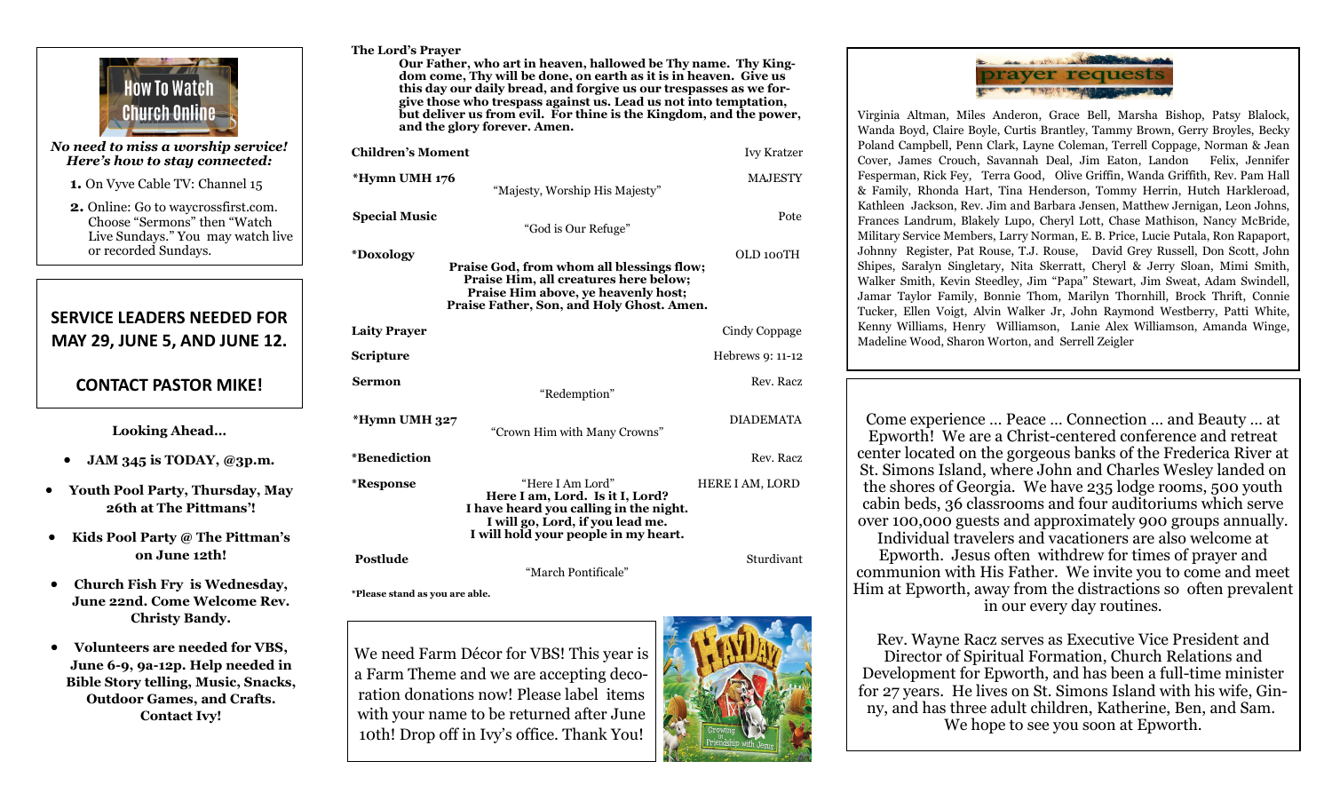**How To Watch Church Online**

***No need to miss a worship service! Here's how to stay connected:***

1. On Vyve Cable TV: Channel 15
2. Online: Go to waycrossfirst.com. Choose "Sermons" then "Watch Live Sundays." You may watch live or recorded Sundays.

**SERVICE LEADERS NEEDED FOR MAY 29, JUNE 5, AND JUNE 12.**

**CONTACT PASTOR MIKE!**

**Looking Ahead…**

- **JAM 345 is TODAY, @3p.m.**
- **Youth Pool Party, Thursday, May 26th at The Pittmans'!**
- **Kids Pool Party @ The Pittman's on June 12th!**
- **Church Fish Fry is Wednesday, June 22nd. Come Welcome Rev. Christy Bandy.**
- **Volunteers are needed for VBS, June 6-9, 9a-12p. Help needed in Bible Story telling, Music, Snacks, Outdoor Games, and Crafts. Contact Ivy!**

**The Lord's Prayer**

**Our Father, who art in heaven, hallowed be Thy name. Thy Kingdom come, Thy will be done, on earth as it is in heaven. Give us this day our daily bread, and forgive us our trespasses as we forgive those who trespass against us. Lead us not into temptation, but deliver us from evil. For thine is the Kingdom, and the power, and the glory forever. Amen.**

**Children's Moment** — Ivy Kratzer

**\*Hymn UMH 176** — "Majesty, Worship His Majesty" — MAJESTY

**Special Music** — "God is Our Refuge" — Pote

**\*Doxology** — OLD 100TH

**Praise God, from whom all blessings flow;**
**Praise Him, all creatures here below;**
**Praise Him above, ye heavenly host;**
**Praise Father, Son, and Holy Ghost. Amen.**

**Laity Prayer** — Cindy Coppage

**Scripture** — Hebrews 9: 11-12

**Sermon** — "Redemption" — Rev. Racz

**\*Hymn UMH 327** — "Crown Him with Many Crowns" — DIADEMATA

**\*Benediction** — Rev. Racz

**\*Response** — "Here I Am Lord" — HERE I AM, LORD

**Here I am, Lord. Is it I, Lord?**
**I have heard you calling in the night.**
**I will go, Lord, if you lead me.**
**I will hold your people in my heart.**

**Postlude** — "March Pontificale" — Sturdivant

**\*Please stand as you are able.**

We need Farm Décor for VBS! This year is a Farm Theme and we are accepting decoration donations now! Please label items with your name to be returned after June 10th! Drop off in Ivy's office. Thank You!

HAYDAY! Growing Friendship with Jesus

**prayer requests**

Virginia Altman, Miles Anderon, Grace Bell, Marsha Bishop, Patsy Blalock, Wanda Boyd, Claire Boyle, Curtis Brantley, Tammy Brown, Gerry Broyles, Becky Poland Campbell, Penn Clark, Layne Coleman, Terrell Coppage, Norman & Jean Cover, James Crouch, Savannah Deal, Jim Eaton, Landon Felix, Jennifer Fesperman, Rick Fey, Terra Good, Olive Griffin, Wanda Griffith, Rev. Pam Hall & Family, Rhonda Hart, Tina Henderson, Tommy Herrin, Hutch Harkleroad, Kathleen Jackson, Rev. Jim and Barbara Jensen, Matthew Jernigan, Leon Johns, Frances Landrum, Blakely Lupo, Cheryl Lott, Chase Mathison, Nancy McBride, Military Service Members, Larry Norman, E. B. Price, Lucie Putala, Ron Rapaport, Johnny Register, Pat Rouse, T.J. Rouse, David Grey Russell, Don Scott, John Shipes, Saralyn Singletary, Nita Skerratt, Cheryl & Jerry Sloan, Mimi Smith, Walker Smith, Kevin Steedley, Jim "Papa" Stewart, Jim Sweat, Adam Swindell, Jamar Taylor Family, Bonnie Thom, Marilyn Thornhill, Brock Thrift, Connie Tucker, Ellen Voigt, Alvin Walker Jr, John Raymond Westberry, Patti White, Kenny Williams, Henry Williamson, Lanie Alex Williamson, Amanda Winge, Madeline Wood, Sharon Worton, and Serrell Zeigler

Come experience … Peace … Connection … and Beauty … at Epworth! We are a Christ-centered conference and retreat center located on the gorgeous banks of the Frederica River at St. Simons Island, where John and Charles Wesley landed on the shores of Georgia. We have 235 lodge rooms, 500 youth cabin beds, 36 classrooms and four auditoriums which serve over 100,000 guests and approximately 900 groups annually. Individual travelers and vacationers are also welcome at Epworth. Jesus often withdrew for times of prayer and communion with His Father. We invite you to come and meet Him at Epworth, away from the distractions so often prevalent in our every day routines.

Rev. Wayne Racz serves as Executive Vice President and Director of Spiritual Formation, Church Relations and Development for Epworth, and has been a full-time minister for 27 years. He lives on St. Simons Island with his wife, Ginny, and has three adult children, Katherine, Ben, and Sam. We hope to see you soon at Epworth.